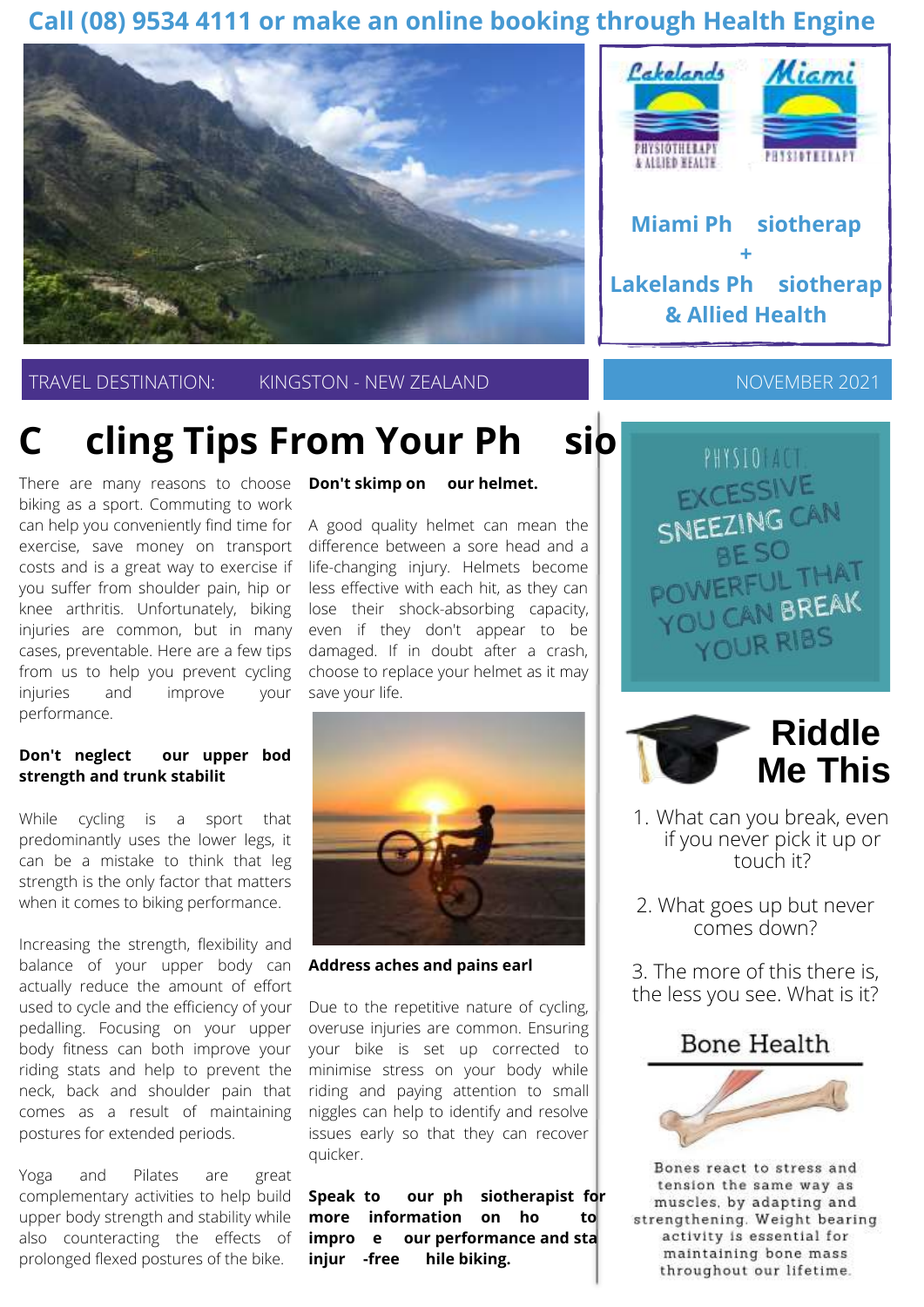Call (08) 9534 4111 or make an online booking through Health Engine

Miami Ph siotherap
+
Lakelands Ph siotherap
& Allied Health

TRAVEL DESTINATION: KINGSTON - NEW ZEALAND

NOVEMBER 2021

# C cling Tips From Your Ph sio

There are many reasons to choose biking as a sport. Commuting to work can help you conveniently find time for exercise, save money on transport costs and is a great way to exercise if you suffer from shoulder pain, hip or knee arthritis. Unfortunately, biking injuries are common, but in many cases, preventable. Here are a few tips from us to help you prevent cycling injuries and improve your performance.

**Don't neglect our upper bod strength and trunk stabilit**

While cycling is a sport that predominantly uses the lower legs, it can be a mistake to think that leg strength is the only factor that matters when it comes to biking performance.

Increasing the strength, flexibility and balance of your upper body can actually reduce the amount of effort used to cycle and the efficiency of your pedalling. Focusing on your upper body fitness can both improve your riding stats and help to prevent the neck, back and shoulder pain that comes as a result of maintaining postures for extended periods.

Yoga and Pilates are great complementary activities to help build upper body strength and stability while also counteracting the effects of prolonged flexed postures of the bike.

**Don't skimp on our helmet.**

A good quality helmet can mean the difference between a sore head and a life-changing injury. Helmets become less effective with each hit, as they can lose their shock-absorbing capacity, even if they don't appear to be damaged. If in doubt after a crash, choose to replace your helmet as it may save your life.

**Address aches and pains earl**

Due to the repetitive nature of cycling, overuse injuries are common. Ensuring your bike is set up corrected to minimise stress on your body while riding and paying attention to small niggles can help to identify and resolve issues early so that they can recover quicker.

**Speak to our ph siotherapist for more information on ho to impro e our performance and sta injur -free hile biking.**

PHYSIO FACT

EXCESSIVE SNEEZING CAN BE SO POWERFUL THAT YOU CAN BREAK YOUR RIBS

## Riddle Me This

1. What can you break, even if you never pick it up or touch it?
2. What goes up but never comes down?
3. The more of this there is, the less you see. What is it?

## Bone Health

Bones react to stress and tension the same way as muscles, by adapting and strengthening. Weight bearing activity is essential for maintaining bone mass throughout our lifetime.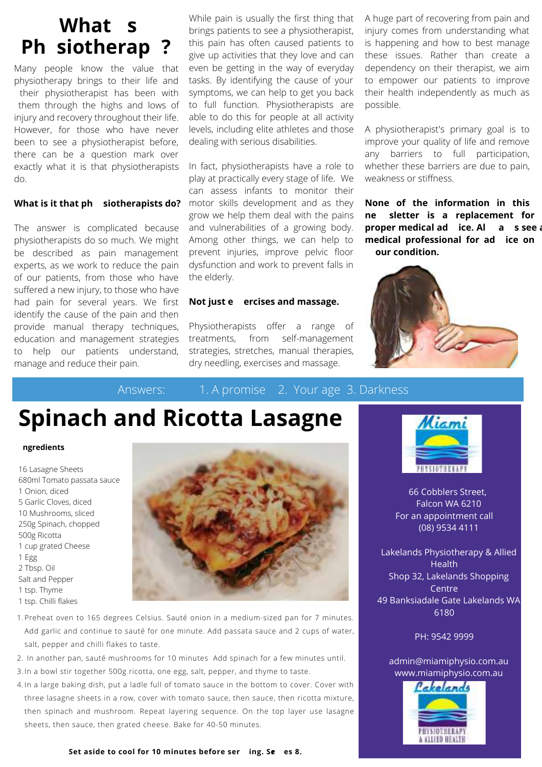# What  s Ph siotherap ?

Many people know the value that physiotherapy brings to their life and their physiotherapist has been with them through the highs and lows of injury and recovery throughout their life. However, for those who have never been to see a physiotherapist before, there can be a question mark over exactly what it is that physiotherapists do.

**What is it that ph  siotherapists do?**

The answer is complicated because physiotherapists do so much. We might be described as pain management experts, as we work to reduce the pain of our patients, from those who have suffered a new injury, to those who have had pain for several years. We first identify the cause of the pain and then provide manual therapy techniques, education and management strategies to help our patients understand, manage and reduce their pain.

While pain is usually the first thing that brings patients to see a physiotherapist, this pain has often caused patients to give up activities that they love and can even be getting in the way of everyday tasks. By identifying the cause of your symptoms, we can help to get you back to full function. Physiotherapists are able to do this for people at all activity levels, including elite athletes and those dealing with serious disabilities.

In fact, physiotherapists have a role to play at practically every stage of life. We can assess infants to monitor their motor skills development and as they grow we help them deal with the pains and vulnerabilities of a growing body. Among other things, we can help to prevent injuries, improve pelvic floor dysfunction and work to prevent falls in the elderly.

**Not just e  ercises and massage.**

Physiotherapists offer a range of treatments, from self-management strategies, stretches, manual therapies, dry needling, exercises and massage.

A huge part of recovering from pain and injury comes from understanding what is happening and how to best manage these issues. Rather than create a dependency on their therapist, we aim to empower our patients to improve their health independently as much as possible.

A physiotherapist's primary goal is to improve your quality of life and remove any barriers to full participation, whether these barriers are due to pain, weakness or stiffness.

**None of the information in this ne  sletter is a replacement for proper medical ad  ice. Al  a  s see a medical professional for ad  ice on  our condition.**

Answers: 1. A promise 2. Your age 3. Darkness

# Spinach and Ricotta Lasagne

**ngredients**

16 Lasagne Sheets
680ml Tomato passata sauce
1 Onion, diced
5 Garlic Cloves, diced
10 Mushrooms, sliced
250g Spinach, chopped
500g Ricotta
1 cup grated Cheese
1 Egg
2 Tbsp. Oil
Salt and Pepper
1 tsp. Thyme
1 tsp. Chilli flakes

1. Preheat oven to 165 degrees Celsius. Sauté onion in a medium-sized pan for 7 minutes. Add garlic and continue to sauté for one minute. Add passata sauce and 2 cups of water, salt, pepper and chilli flakes to taste.
2. In another pan, sauté mushrooms for 10 minutes Add spinach for a few minutes until.
3. In a bowl stir together 500g ricotta, one egg, salt, pepper, and thyme to taste.
4. In a large baking dish, put a ladle full of tomato sauce in the bottom to cover. Cover with three lasagne sheets in a row, cover with tomato sauce, then sauce, then ricotta mixture, then spinach and mushroom. Repeat layering sequence. On the top layer use lasagne sheets, then sauce, then grated cheese. Bake for 40-50 minutes.

**Set aside to cool for 10 minutes before ser  ing. Se  es 8.**

Miami Physiotherapy

66 Cobblers Street,
Falcon WA 6210
For an appointment call
(08) 9534 4111

Lakelands Physiotherapy & Allied Health
Shop 32, Lakelands Shopping Centre
49 Banksiadale Gate Lakelands WA 6180

PH: 9542 9999

admin@miamiphysio.com.au
www.miamiphysio.com.au

Lakelands Physiotherapy & Allied Health